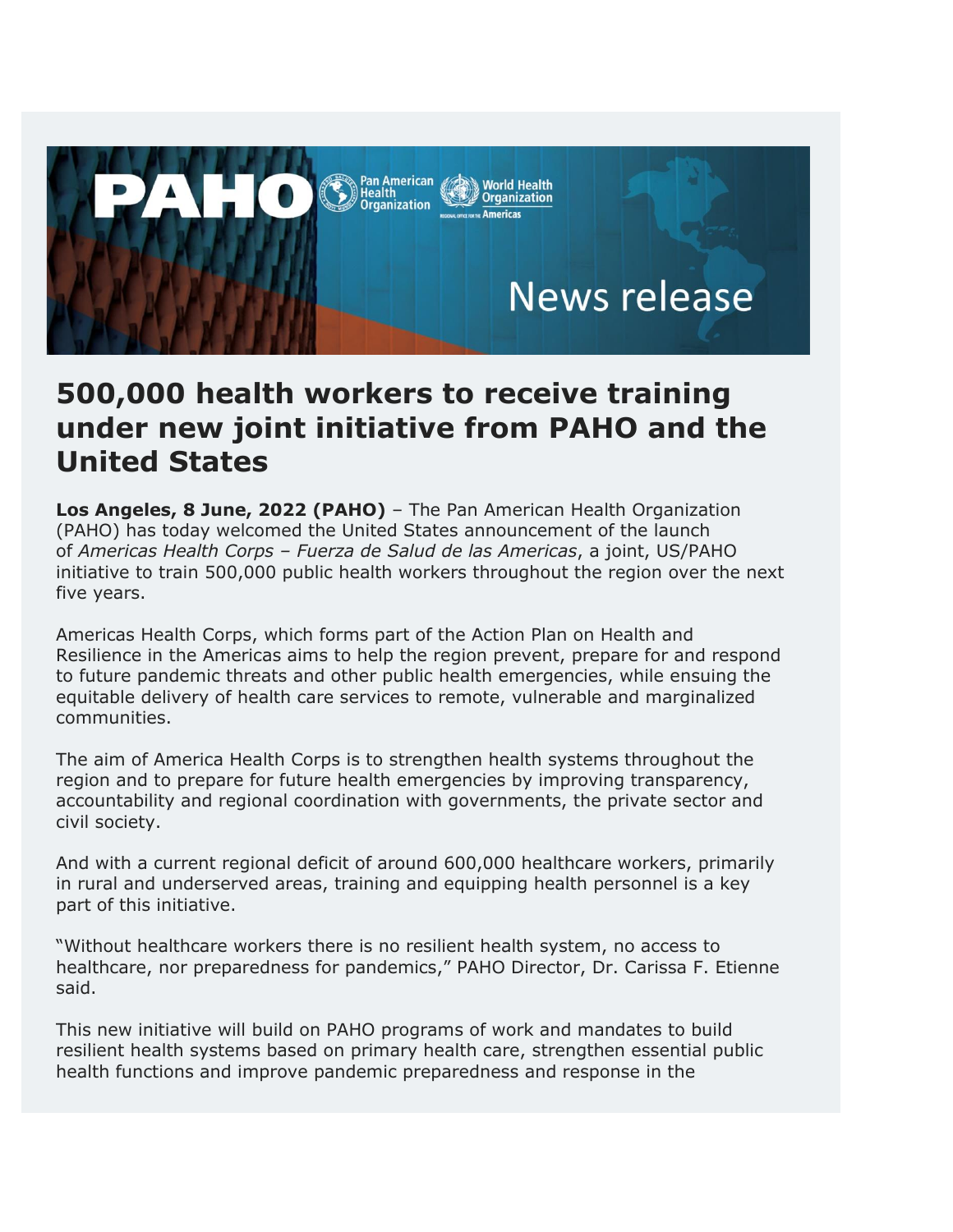# 500,000 health workers to receive training under new joint initiative from PAHO and the United States

**Los Angeles, 8 June, 2022 (PAHO)** – The Pan American Health Organization (PAHO) has today welcomed the United States announcement of the launch of *Americas Health Corps – Fuerza de Salud de las Americas*, a joint, US/PAHO initiative to train 500,000 public health workers throughout the region over the next five years.

Americas Health Corps, which forms part of the Action Plan on Health and Resilience in the Americas aims to help the region prevent, prepare for and respond to future pandemic threats and other public health emergencies, while ensuing the equitable delivery of health care services to remote, vulnerable and marginalized communities.

The aim of America Health Corps is to strengthen health systems throughout the region and to prepare for future health emergencies by improving transparency, accountability and regional coordination with governments, the private sector and civil society.

And with a current regional deficit of around 600,000 healthcare workers, primarily in rural and underserved areas, training and equipping health personnel is a key part of this initiative.

"Without healthcare workers there is no resilient health system, no access to healthcare, nor preparedness for pandemics," PAHO Director, Dr. Carissa F. Etienne said.

This new initiative will build on PAHO programs of work and mandates to build resilient health systems based on primary health care, strengthen essential public health functions and improve pandemic preparedness and response in the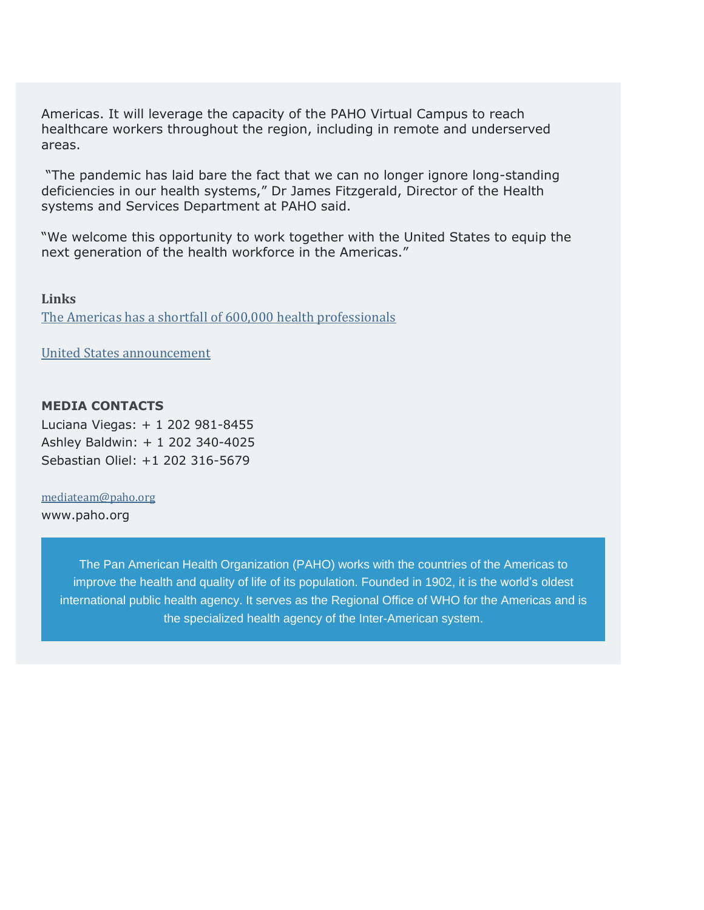Americas. It will leverage the capacity of the PAHO Virtual Campus to reach healthcare workers throughout the region, including in remote and underserved areas.

"The pandemic has laid bare the fact that we can no longer ignore long-standing deficiencies in our health systems," Dr James Fitzgerald, Director of the Health systems and Services Department at PAHO said.

"We welcome this opportunity to work together with the United States to equip the next generation of the health workforce in the Americas."

**Links**

The Americas has a shortfall of 600,000 health professionals

United States announcement

**MEDIA CONTACTS**

Luciana Viegas: + 1 202 981-8455
Ashley Baldwin: + 1 202 340-4025
Sebastian Oliel: +1 202 316-5679

mediateam@paho.org
www.paho.org

The Pan American Health Organization (PAHO) works with the countries of the Americas to improve the health and quality of life of its population. Founded in 1902, it is the world's oldest international public health agency. It serves as the Regional Office of WHO for the Americas and is the specialized health agency of the Inter-American system.